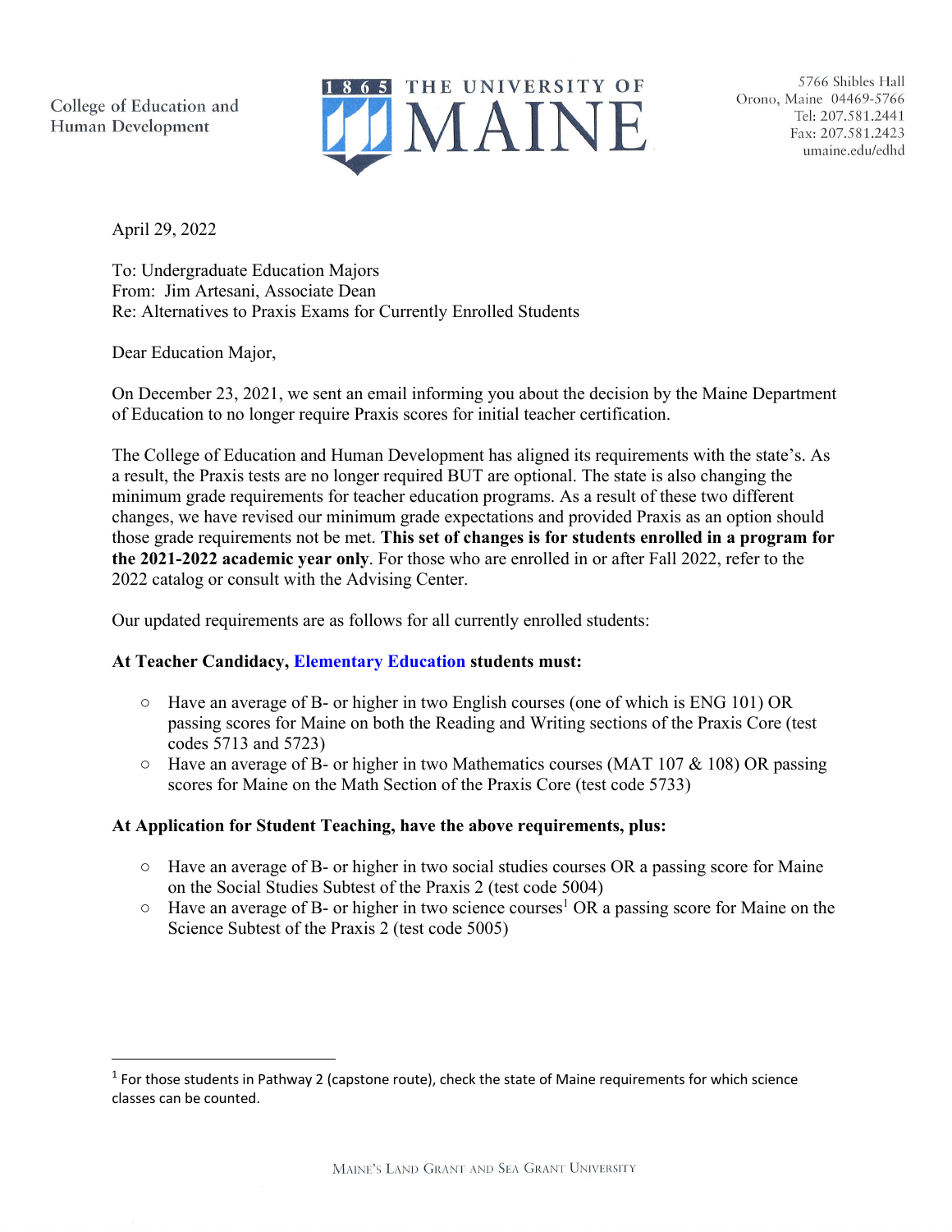College of Education and Human Development

THE UNIVERSITY OF MAINE

5766 Shibles Hall
Orono, Maine 04469-5766
Tel: 207.581.2441
Fax: 207.581.2423
umaine.edu/edhd

April 29, 2022

To: Undergraduate Education Majors
From: Jim Artesani, Associate Dean
Re: Alternatives to Praxis Exams for Currently Enrolled Students

Dear Education Major,

On December 23, 2021, we sent an email informing you about the decision by the Maine Department of Education to no longer require Praxis scores for initial teacher certification.

The College of Education and Human Development has aligned its requirements with the state's. As a result, the Praxis tests are no longer required BUT are optional. The state is also changing the minimum grade requirements for teacher education programs. As a result of these two different changes, we have revised our minimum grade expectations and provided Praxis as an option should those grade requirements not be met. **This set of changes is for students enrolled in a program for the 2021-2022 academic year only**. For those who are enrolled in or after Fall 2022, refer to the 2022 catalog or consult with the Advising Center.

Our updated requirements are as follows for all currently enrolled students:

**At Teacher Candidacy, Elementary Education students must:**

- Have an average of B- or higher in two English courses (one of which is ENG 101) OR passing scores for Maine on both the Reading and Writing sections of the Praxis Core (test codes 5713 and 5723)
- Have an average of B- or higher in two Mathematics courses (MAT 107 & 108) OR passing scores for Maine on the Math Section of the Praxis Core (test code 5733)

**At Application for Student Teaching, have the above requirements, plus:**

- Have an average of B- or higher in two social studies courses OR a passing score for Maine on the Social Studies Subtest of the Praxis 2 (test code 5004)
- Have an average of B- or higher in two science courses[1] OR a passing score for Maine on the Science Subtest of the Praxis 2 (test code 5005)

[1] For those students in Pathway 2 (capstone route), check the state of Maine requirements for which science classes can be counted.

MAINE'S LAND GRANT AND SEA GRANT UNIVERSITY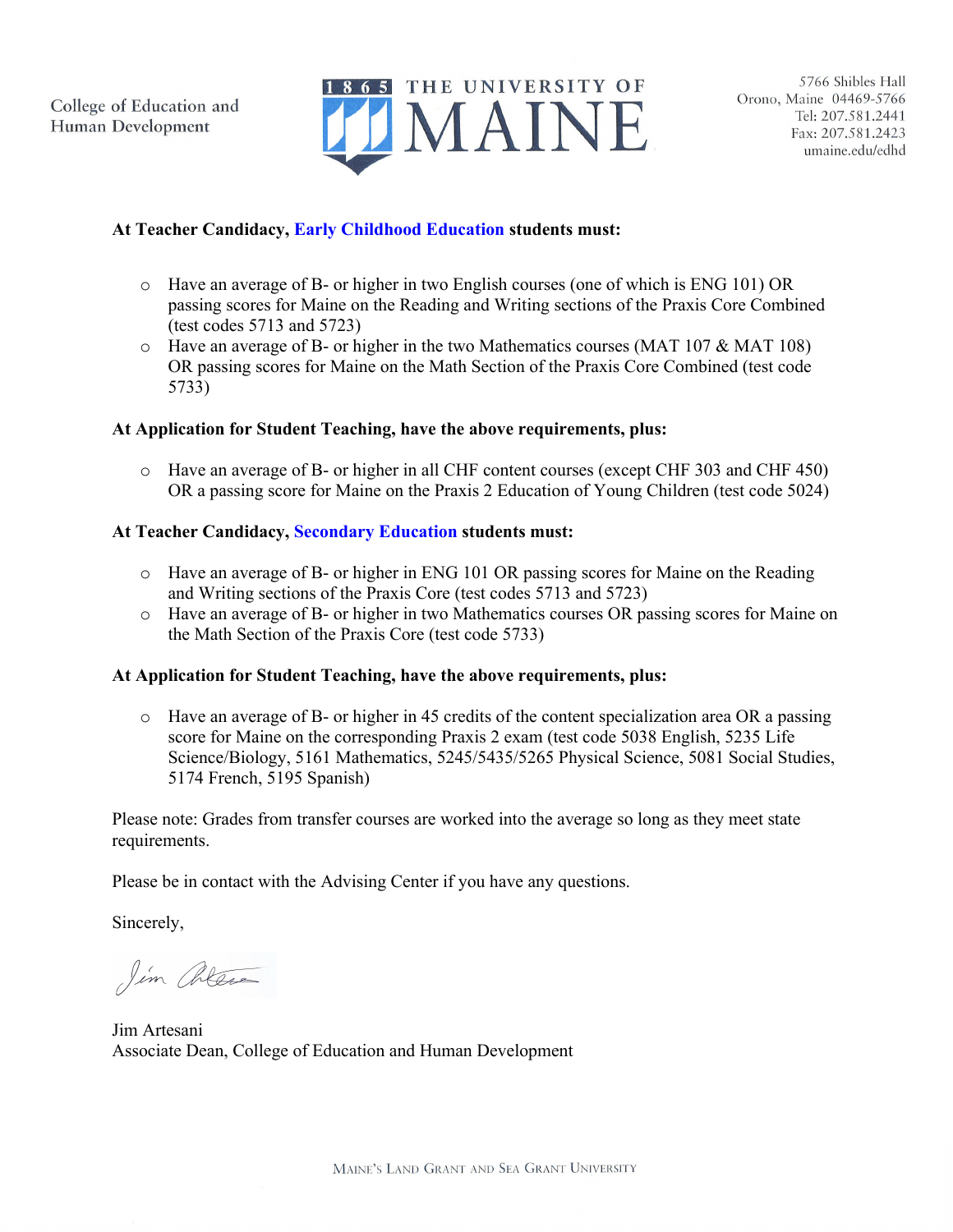College of Education and Human Development

THE UNIVERSITY OF MAINE

5766 Shibles Hall
Orono, Maine 04469-5766
Tel: 207.581.2441
Fax: 207.581.2423
umaine.edu/edhd

**At Teacher Candidacy, Early Childhood Education students must:**

- Have an average of B- or higher in two English courses (one of which is ENG 101) OR passing scores for Maine on the Reading and Writing sections of the Praxis Core Combined (test codes 5713 and 5723)
- Have an average of B- or higher in the two Mathematics courses (MAT 107 & MAT 108) OR passing scores for Maine on the Math Section of the Praxis Core Combined (test code 5733)

**At Application for Student Teaching, have the above requirements, plus:**

- Have an average of B- or higher in all CHF content courses (except CHF 303 and CHF 450) OR a passing score for Maine on the Praxis 2 Education of Young Children (test code 5024)

**At Teacher Candidacy, Secondary Education students must:**

- Have an average of B- or higher in ENG 101 OR passing scores for Maine on the Reading and Writing sections of the Praxis Core (test codes 5713 and 5723)
- Have an average of B- or higher in two Mathematics courses OR passing scores for Maine on the Math Section of the Praxis Core (test code 5733)

**At Application for Student Teaching, have the above requirements, plus:**

- Have an average of B- or higher in 45 credits of the content specialization area OR a passing score for Maine on the corresponding Praxis 2 exam (test code 5038 English, 5235 Life Science/Biology, 5161 Mathematics, 5245/5435/5265 Physical Science, 5081 Social Studies, 5174 French, 5195 Spanish)

Please note: Grades from transfer courses are worked into the average so long as they meet state requirements.

Please be in contact with the Advising Center if you have any questions.

Sincerely,

Jim Artesani
Associate Dean, College of Education and Human Development

Maine's Land Grant and Sea Grant University